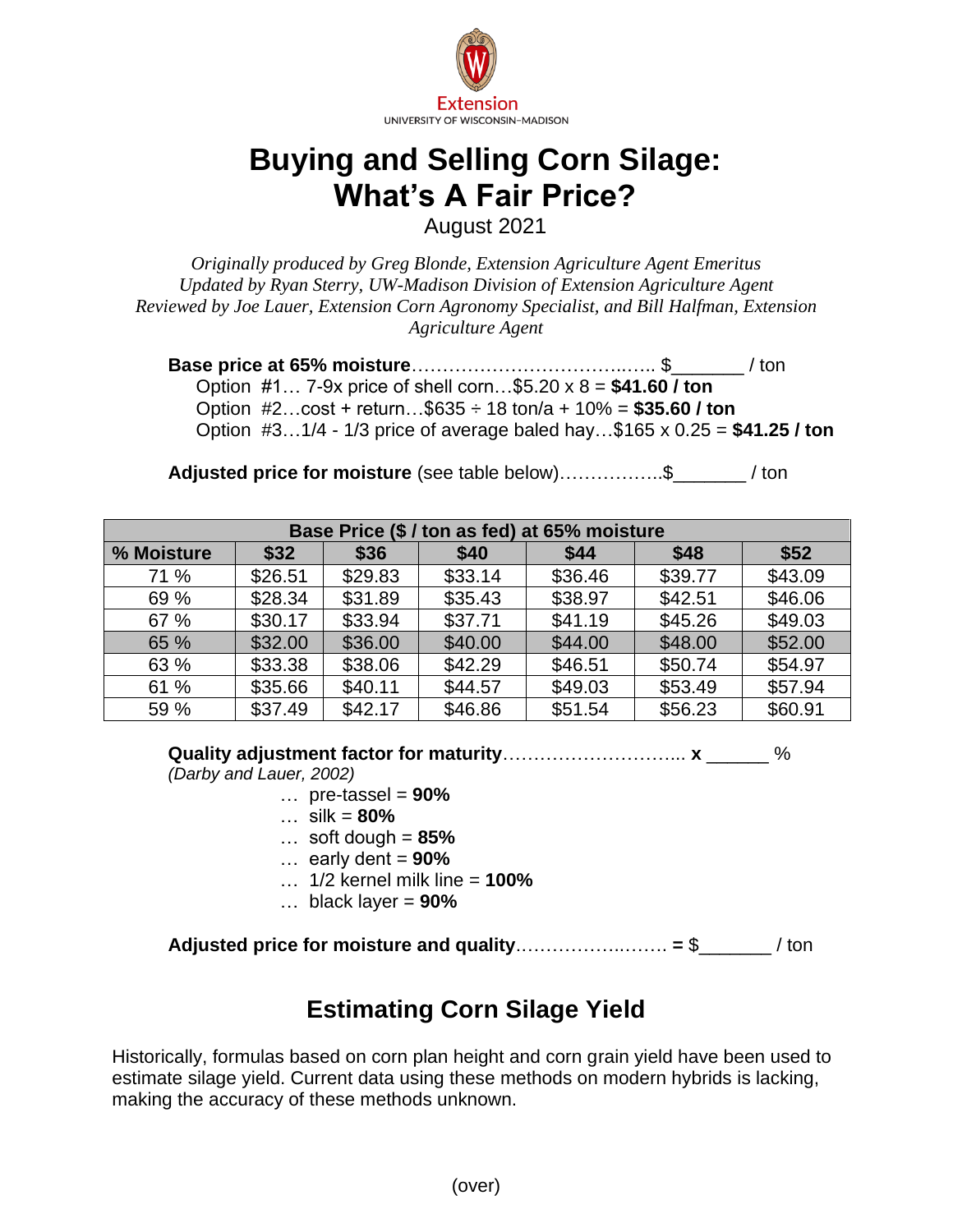Extension
UNIVERSITY OF WISCONSIN-MADISON

# Buying and Selling Corn Silage: What's A Fair Price?

August 2021

*Originally produced by Greg Blonde, Extension Agriculture Agent Emeritus*
*Updated by Ryan Sterry, UW-Madison Division of Extension Agriculture Agent*
*Reviewed by Joe Lauer, Extension Corn Agronomy Specialist, and Bill Halfman, Extension Agriculture Agent*

**Base price at 65% moisture**…………………………….….. $_______ / ton

Option #1… 7-9x price of shell corn…$5.20 x 8 = **$41.60 / ton**
Option #2…cost + return…$635 ÷ 18 ton/a + 10% = **$35.60 / ton**
Option #3…1/4 - 1/3 price of average baled hay…$165 x 0.25 = **$41.25 / ton**

**Adjusted price for moisture** (see table below)……………..$_______ / ton

| Base Price ($ / ton as fed) at 65% moisture | | | | | | |
|---|---|---|---|---|---|---|
| **% Moisture** | **$32** | **$36** | **$40** | **$44** | **$48** | **$52** |
| 71 % | $26.51 | $29.83 | $33.14 | $36.46 | $39.77 | $43.09 |
| 69 % | $28.34 | $31.89 | $35.43 | $38.97 | $42.51 | $46.06 |
| 67 % | $30.17 | $33.94 | $37.71 | $41.19 | $45.26 | $49.03 |
| 65 % | $32.00 | $36.00 | $40.00 | $44.00 | $48.00 | $52.00 |
| 63 % | $33.38 | $38.06 | $42.29 | $46.51 | $50.74 | $54.97 |
| 61 % | $35.66 | $40.11 | $44.57 | $49.03 | $53.49 | $57.94 |
| 59 % | $37.49 | $42.17 | $46.86 | $51.54 | $56.23 | $60.91 |

**Quality adjustment factor for maturity**………………………... **x** ______ %
*(Darby and Lauer, 2002)*

… pre-tassel = **90%**
… silk = **80%**
… soft dough = **85%**
… early dent = **90%**
… 1/2 kernel milk line = **100%**
… black layer = **90%**

**Adjusted price for moisture and quality**………………..……. **=** $_______ / ton

## Estimating Corn Silage Yield

Historically, formulas based on corn plan height and corn grain yield have been used to estimate silage yield. Current data using these methods on modern hybrids is lacking, making the accuracy of these methods unknown.

(over)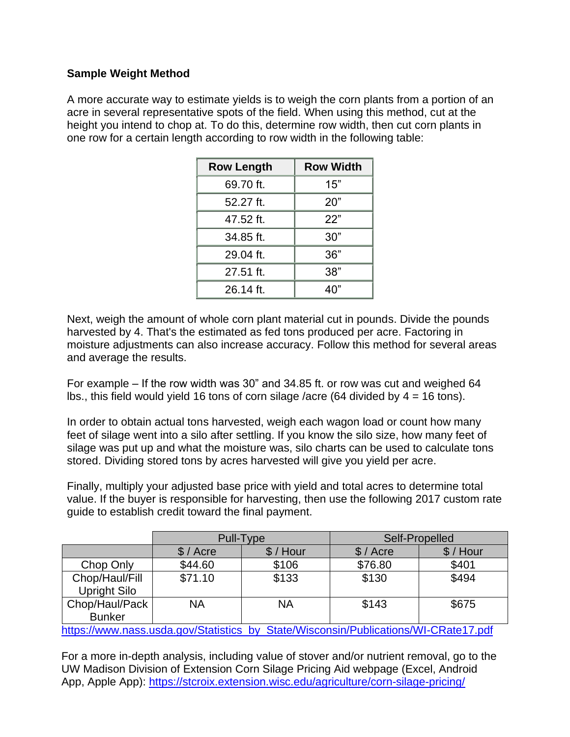**Sample Weight Method**

A more accurate way to estimate yields is to weigh the corn plants from a portion of an acre in several representative spots of the field. When using this method, cut at the height you intend to chop at. To do this, determine row width, then cut corn plants in one row for a certain length according to row width in the following table:

| Row Length | Row Width |
|---|---|
| 69.70 ft. | 15” |
| 52.27 ft. | 20” |
| 47.52 ft. | 22” |
| 34.85 ft. | 30” |
| 29.04 ft. | 36” |
| 27.51 ft. | 38” |
| 26.14 ft. | 40” |

Next, weigh the amount of whole corn plant material cut in pounds. Divide the pounds harvested by 4. That's the estimated as fed tons produced per acre. Factoring in moisture adjustments can also increase accuracy. Follow this method for several areas and average the results.

For example – If the row width was 30” and 34.85 ft. or row was cut and weighed 64 lbs., this field would yield 16 tons of corn silage /acre (64 divided by 4 = 16 tons).

In order to obtain actual tons harvested, weigh each wagon load or count how many feet of silage went into a silo after settling. If you know the silo size, how many feet of silage was put up and what the moisture was, silo charts can be used to calculate tons stored. Dividing stored tons by acres harvested will give you yield per acre.

Finally, multiply your adjusted base price with yield and total acres to determine total value. If the buyer is responsible for harvesting, then use the following 2017 custom rate guide to establish credit toward the final payment.

| | Pull-Type | | Self-Propelled | |
|---|---|---|---|---|
| | $ / Acre | $ / Hour | $ / Acre | $ / Hour |
| Chop Only | $44.60 | $106 | $76.80 | $401 |
| Chop/Haul/Fill Upright Silo | $71.10 | $133 | $130 | $494 |
| Chop/Haul/Pack Bunker | NA | NA | $143 | $675 |

https://www.nass.usda.gov/Statistics_by_State/Wisconsin/Publications/WI-CRate17.pdf

For a more in-depth analysis, including value of stover and/or nutrient removal, go to the UW Madison Division of Extension Corn Silage Pricing Aid webpage (Excel, Android App, Apple App): https://stcroix.extension.wisc.edu/agriculture/corn-silage-pricing/